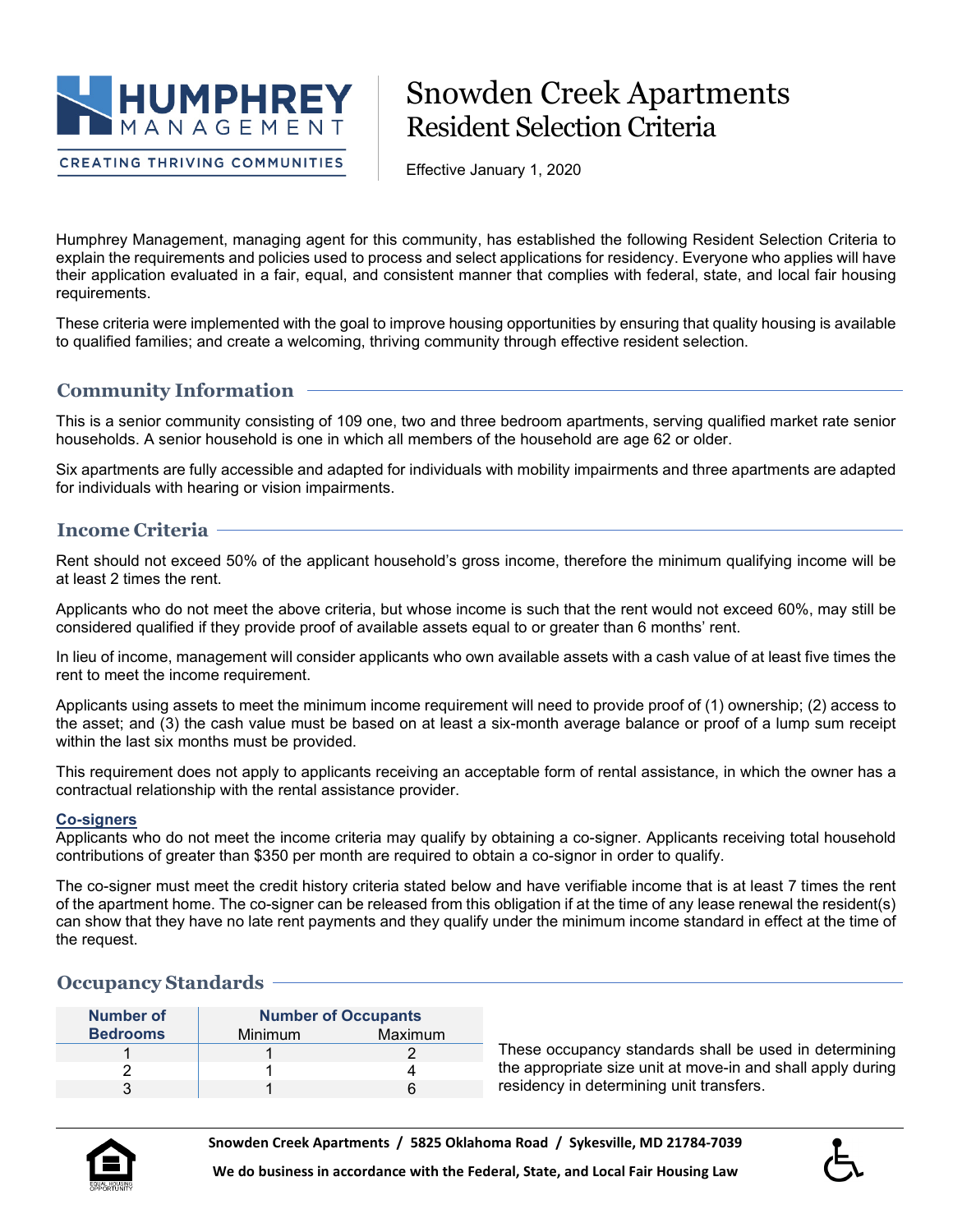HUMPHREY MANAGEMENT

CREATING THRIVING COMMUNITIES

# Snowden Creek Apartments Resident Selection Criteria

Effective January 1, 2020

Humphrey Management, managing agent for this community, has established the following Resident Selection Criteria to explain the requirements and policies used to process and select applications for residency. Everyone who applies will have their application evaluated in a fair, equal, and consistent manner that complies with federal, state, and local fair housing requirements.

These criteria were implemented with the goal to improve housing opportunities by ensuring that quality housing is available to qualified families; and create a welcoming, thriving community through effective resident selection.

## Community Information

This is a senior community consisting of 109 one, two and three bedroom apartments, serving qualified market rate senior households. A senior household is one in which all members of the household are age 62 or older.

Six apartments are fully accessible and adapted for individuals with mobility impairments and three apartments are adapted for individuals with hearing or vision impairments.

## Income Criteria

Rent should not exceed 50% of the applicant household's gross income, therefore the minimum qualifying income will be at least 2 times the rent.

Applicants who do not meet the above criteria, but whose income is such that the rent would not exceed 60%, may still be considered qualified if they provide proof of available assets equal to or greater than 6 months' rent.

In lieu of income, management will consider applicants who own available assets with a cash value of at least five times the rent to meet the income requirement.

Applicants using assets to meet the minimum income requirement will need to provide proof of (1) ownership; (2) access to the asset; and (3) the cash value must be based on at least a six-month average balance or proof of a lump sum receipt within the last six months must be provided.

This requirement does not apply to applicants receiving an acceptable form of rental assistance, in which the owner has a contractual relationship with the rental assistance provider.

### Co-signers

Applicants who do not meet the income criteria may qualify by obtaining a co-signer. Applicants receiving total household contributions of greater than $350 per month are required to obtain a co-signor in order to qualify.

The co-signer must meet the credit history criteria stated below and have verifiable income that is at least 7 times the rent of the apartment home. The co-signer can be released from this obligation if at the time of any lease renewal the resident(s) can show that they have no late rent payments and they qualify under the minimum income standard in effect at the time of the request.

## Occupancy Standards

| Number of Bedrooms | Number of Occupants | |
|---|---|---|
| | Minimum | Maximum |
| 1 | 1 | 2 |
| 2 | 1 | 4 |
| 3 | 1 | 6 |

These occupancy standards shall be used in determining the appropriate size unit at move-in and shall apply during residency in determining unit transfers.

**Snowden Creek Apartments / 5825 Oklahoma Road / Sykesville, MD 21784-7039**

**We do business in accordance with the Federal, State, and Local Fair Housing Law**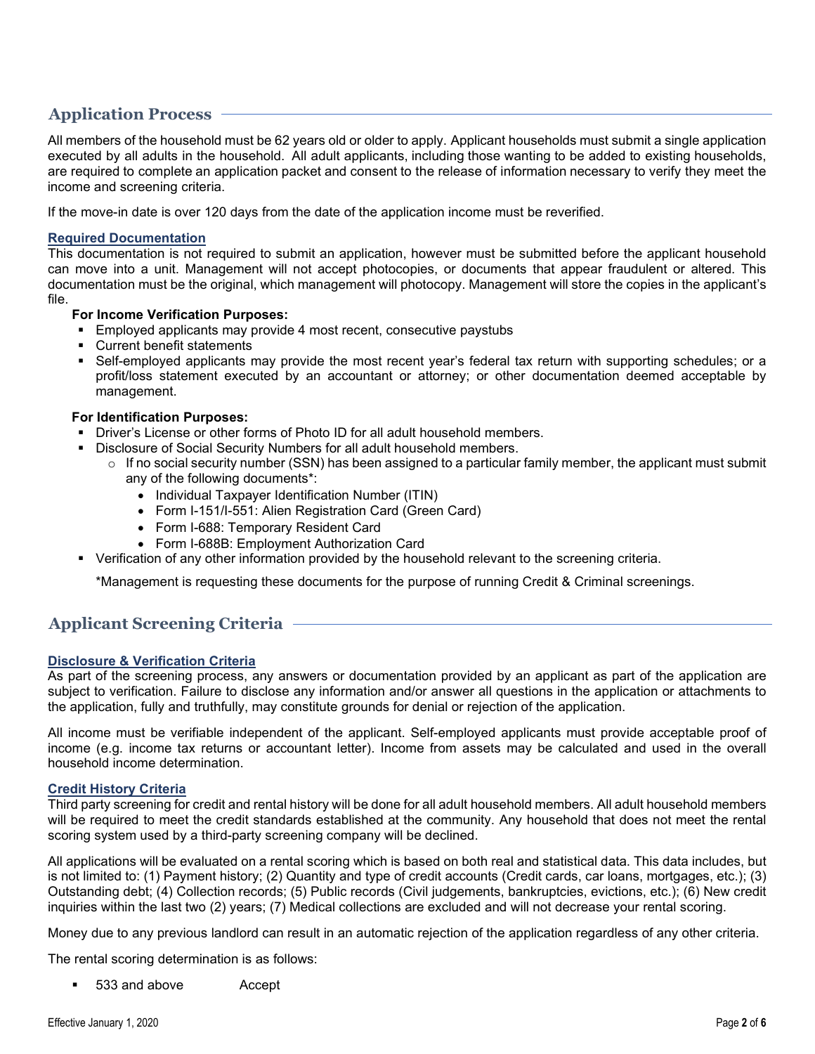## Application Process

All members of the household must be 62 years old or older to apply. Applicant households must submit a single application executed by all adults in the household. All adult applicants, including those wanting to be added to existing households, are required to complete an application packet and consent to the release of information necessary to verify they meet the income and screening criteria.

If the move-in date is over 120 days from the date of the application income must be reverified.

### Required Documentation

This documentation is not required to submit an application, however must be submitted before the applicant household can move into a unit. Management will not accept photocopies, or documents that appear fraudulent or altered. This documentation must be the original, which management will photocopy. Management will store the copies in the applicant's file.

**For Income Verification Purposes:**

- Employed applicants may provide 4 most recent, consecutive paystubs
- Current benefit statements
- Self-employed applicants may provide the most recent year's federal tax return with supporting schedules; or a profit/loss statement executed by an accountant or attorney; or other documentation deemed acceptable by management.

**For Identification Purposes:**

- Driver's License or other forms of Photo ID for all adult household members.
- Disclosure of Social Security Numbers for all adult household members.
  - If no social security number (SSN) has been assigned to a particular family member, the applicant must submit any of the following documents*:
    - Individual Taxpayer Identification Number (ITIN)
    - Form I-151/I-551: Alien Registration Card (Green Card)
    - Form I-688: Temporary Resident Card
    - Form I-688B: Employment Authorization Card
- Verification of any other information provided by the household relevant to the screening criteria.

*Management is requesting these documents for the purpose of running Credit & Criminal screenings.

## Applicant Screening Criteria

### Disclosure & Verification Criteria

As part of the screening process, any answers or documentation provided by an applicant as part of the application are subject to verification. Failure to disclose any information and/or answer all questions in the application or attachments to the application, fully and truthfully, may constitute grounds for denial or rejection of the application.

All income must be verifiable independent of the applicant. Self-employed applicants must provide acceptable proof of income (e.g. income tax returns or accountant letter). Income from assets may be calculated and used in the overall household income determination.

### Credit History Criteria

Third party screening for credit and rental history will be done for all adult household members. All adult household members will be required to meet the credit standards established at the community. Any household that does not meet the rental scoring system used by a third-party screening company will be declined.

All applications will be evaluated on a rental scoring which is based on both real and statistical data. This data includes, but is not limited to: (1) Payment history; (2) Quantity and type of credit accounts (Credit cards, car loans, mortgages, etc.); (3) Outstanding debt; (4) Collection records; (5) Public records (Civil judgements, bankruptcies, evictions, etc.); (6) New credit inquiries within the last two (2) years; (7) Medical collections are excluded and will not decrease your rental scoring.

Money due to any previous landlord can result in an automatic rejection of the application regardless of any other criteria.

The rental scoring determination is as follows:

- 533 and above Accept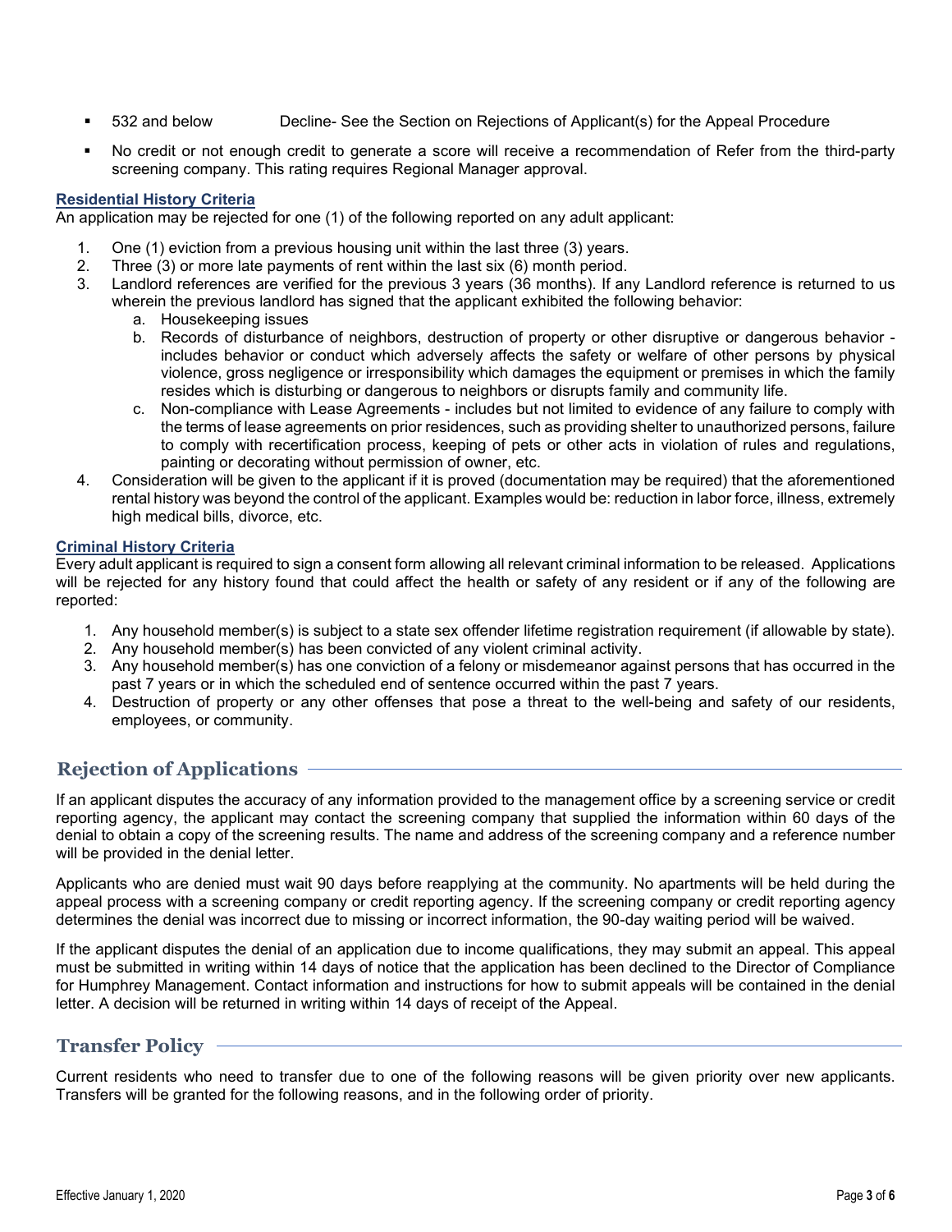- 532 and below Decline- See the Section on Rejections of Applicant(s) for the Appeal Procedure
- No credit or not enough credit to generate a score will receive a recommendation of Refer from the third-party screening company. This rating requires Regional Manager approval.

### Residential History Criteria

An application may be rejected for one (1) of the following reported on any adult applicant:

1. One (1) eviction from a previous housing unit within the last three (3) years.
2. Three (3) or more late payments of rent within the last six (6) month period.
3. Landlord references are verified for the previous 3 years (36 months). If any Landlord reference is returned to us wherein the previous landlord has signed that the applicant exhibited the following behavior:
   a. Housekeeping issues
   b. Records of disturbance of neighbors, destruction of property or other disruptive or dangerous behavior - includes behavior or conduct which adversely affects the safety or welfare of other persons by physical violence, gross negligence or irresponsibility which damages the equipment or premises in which the family resides which is disturbing or dangerous to neighbors or disrupts family and community life.
   c. Non-compliance with Lease Agreements - includes but not limited to evidence of any failure to comply with the terms of lease agreements on prior residences, such as providing shelter to unauthorized persons, failure to comply with recertification process, keeping of pets or other acts in violation of rules and regulations, painting or decorating without permission of owner, etc.
4. Consideration will be given to the applicant if it is proved (documentation may be required) that the aforementioned rental history was beyond the control of the applicant. Examples would be: reduction in labor force, illness, extremely high medical bills, divorce, etc.

### Criminal History Criteria

Every adult applicant is required to sign a consent form allowing all relevant criminal information to be released. Applications will be rejected for any history found that could affect the health or safety of any resident or if any of the following are reported:

1. Any household member(s) is subject to a state sex offender lifetime registration requirement (if allowable by state).
2. Any household member(s) has been convicted of any violent criminal activity.
3. Any household member(s) has one conviction of a felony or misdemeanor against persons that has occurred in the past 7 years or in which the scheduled end of sentence occurred within the past 7 years.
4. Destruction of property or any other offenses that pose a threat to the well-being and safety of our residents, employees, or community.

## Rejection of Applications

If an applicant disputes the accuracy of any information provided to the management office by a screening service or credit reporting agency, the applicant may contact the screening company that supplied the information within 60 days of the denial to obtain a copy of the screening results. The name and address of the screening company and a reference number will be provided in the denial letter.

Applicants who are denied must wait 90 days before reapplying at the community. No apartments will be held during the appeal process with a screening company or credit reporting agency. If the screening company or credit reporting agency determines the denial was incorrect due to missing or incorrect information, the 90-day waiting period will be waived.

If the applicant disputes the denial of an application due to income qualifications, they may submit an appeal. This appeal must be submitted in writing within 14 days of notice that the application has been declined to the Director of Compliance for Humphrey Management. Contact information and instructions for how to submit appeals will be contained in the denial letter. A decision will be returned in writing within 14 days of receipt of the Appeal.

## Transfer Policy

Current residents who need to transfer due to one of the following reasons will be given priority over new applicants. Transfers will be granted for the following reasons, and in the following order of priority.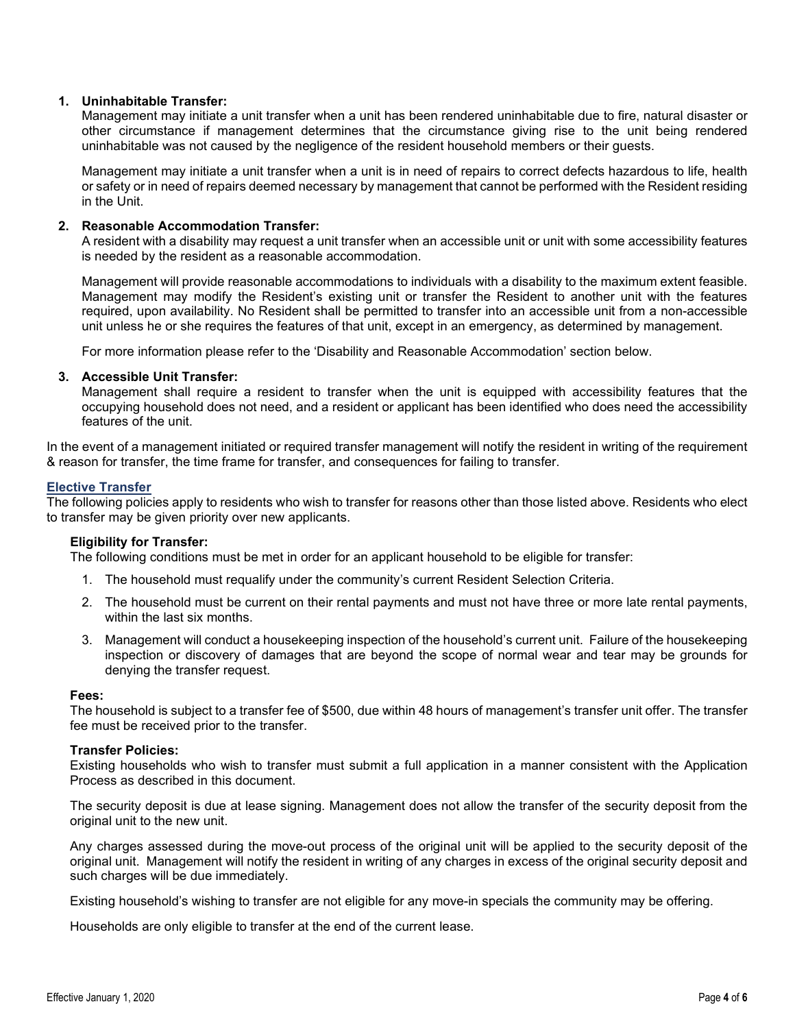1. **Uninhabitable Transfer:**
   Management may initiate a unit transfer when a unit has been rendered uninhabitable due to fire, natural disaster or other circumstance if management determines that the circumstance giving rise to the unit being rendered uninhabitable was not caused by the negligence of the resident household members or their guests.

   Management may initiate a unit transfer when a unit is in need of repairs to correct defects hazardous to life, health or safety or in need of repairs deemed necessary by management that cannot be performed with the Resident residing in the Unit.

2. **Reasonable Accommodation Transfer:**
   A resident with a disability may request a unit transfer when an accessible unit or unit with some accessibility features is needed by the resident as a reasonable accommodation.

   Management will provide reasonable accommodations to individuals with a disability to the maximum extent feasible. Management may modify the Resident's existing unit or transfer the Resident to another unit with the features required, upon availability. No Resident shall be permitted to transfer into an accessible unit from a non-accessible unit unless he or she requires the features of that unit, except in an emergency, as determined by management.

   For more information please refer to the 'Disability and Reasonable Accommodation' section below.

3. **Accessible Unit Transfer:**
   Management shall require a resident to transfer when the unit is equipped with accessibility features that the occupying household does not need, and a resident or applicant has been identified who does need the accessibility features of the unit.

In the event of a management initiated or required transfer management will notify the resident in writing of the requirement & reason for transfer, the time frame for transfer, and consequences for failing to transfer.

## Elective Transfer

The following policies apply to residents who wish to transfer for reasons other than those listed above. Residents who elect to transfer may be given priority over new applicants.

### Eligibility for Transfer:

The following conditions must be met in order for an applicant household to be eligible for transfer:

1. The household must requalify under the community's current Resident Selection Criteria.
2. The household must be current on their rental payments and must not have three or more late rental payments, within the last six months.
3. Management will conduct a housekeeping inspection of the household's current unit. Failure of the housekeeping inspection or discovery of damages that are beyond the scope of normal wear and tear may be grounds for denying the transfer request.

### Fees:

The household is subject to a transfer fee of $500, due within 48 hours of management's transfer unit offer. The transfer fee must be received prior to the transfer.

### Transfer Policies:

Existing households who wish to transfer must submit a full application in a manner consistent with the Application Process as described in this document.

The security deposit is due at lease signing. Management does not allow the transfer of the security deposit from the original unit to the new unit.

Any charges assessed during the move-out process of the original unit will be applied to the security deposit of the original unit. Management will notify the resident in writing of any charges in excess of the original security deposit and such charges will be due immediately.

Existing household's wishing to transfer are not eligible for any move-in specials the community may be offering.

Households are only eligible to transfer at the end of the current lease.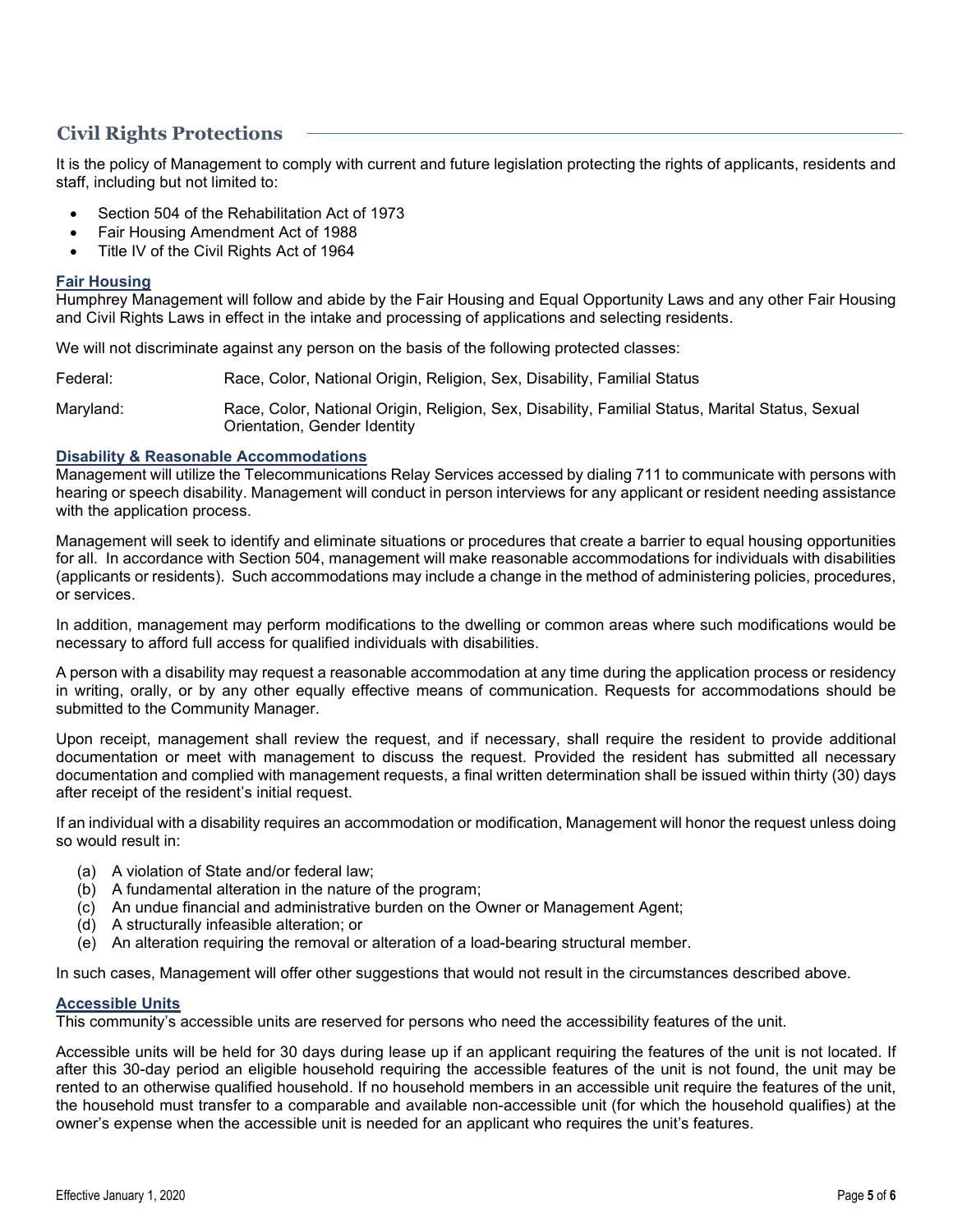## Civil Rights Protections

It is the policy of Management to comply with current and future legislation protecting the rights of applicants, residents and staff, including but not limited to:

- Section 504 of the Rehabilitation Act of 1973
- Fair Housing Amendment Act of 1988
- Title IV of the Civil Rights Act of 1964

### Fair Housing

Humphrey Management will follow and abide by the Fair Housing and Equal Opportunity Laws and any other Fair Housing and Civil Rights Laws in effect in the intake and processing of applications and selecting residents.

We will not discriminate against any person on the basis of the following protected classes:

| | |
|---|---|
| Federal: | Race, Color, National Origin, Religion, Sex, Disability, Familial Status |
| Maryland: | Race, Color, National Origin, Religion, Sex, Disability, Familial Status, Marital Status, Sexual Orientation, Gender Identity |

### Disability & Reasonable Accommodations

Management will utilize the Telecommunications Relay Services accessed by dialing 711 to communicate with persons with hearing or speech disability. Management will conduct in person interviews for any applicant or resident needing assistance with the application process.

Management will seek to identify and eliminate situations or procedures that create a barrier to equal housing opportunities for all. In accordance with Section 504, management will make reasonable accommodations for individuals with disabilities (applicants or residents). Such accommodations may include a change in the method of administering policies, procedures, or services.

In addition, management may perform modifications to the dwelling or common areas where such modifications would be necessary to afford full access for qualified individuals with disabilities.

A person with a disability may request a reasonable accommodation at any time during the application process or residency in writing, orally, or by any other equally effective means of communication. Requests for accommodations should be submitted to the Community Manager.

Upon receipt, management shall review the request, and if necessary, shall require the resident to provide additional documentation or meet with management to discuss the request. Provided the resident has submitted all necessary documentation and complied with management requests, a final written determination shall be issued within thirty (30) days after receipt of the resident's initial request.

If an individual with a disability requires an accommodation or modification, Management will honor the request unless doing so would result in:

(a) A violation of State and/or federal law;
(b) A fundamental alteration in the nature of the program;
(c) An undue financial and administrative burden on the Owner or Management Agent;
(d) A structurally infeasible alteration; or
(e) An alteration requiring the removal or alteration of a load-bearing structural member.

In such cases, Management will offer other suggestions that would not result in the circumstances described above.

### Accessible Units

This community's accessible units are reserved for persons who need the accessibility features of the unit.

Accessible units will be held for 30 days during lease up if an applicant requiring the features of the unit is not located. If after this 30-day period an eligible household requiring the accessible features of the unit is not found, the unit may be rented to an otherwise qualified household. If no household members in an accessible unit require the features of the unit, the household must transfer to a comparable and available non-accessible unit (for which the household qualifies) at the owner's expense when the accessible unit is needed for an applicant who requires the unit's features.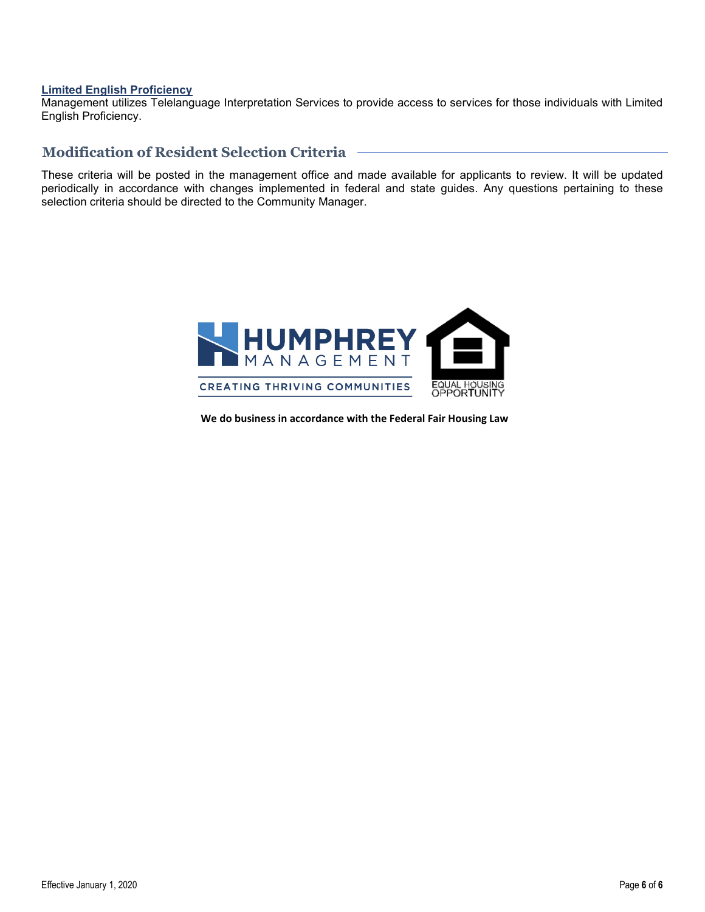**Limited English Proficiency**

Management utilizes Telelanguage Interpretation Services to provide access to services for those individuals with Limited English Proficiency.

## Modification of Resident Selection Criteria

These criteria will be posted in the management office and made available for applicants to review. It will be updated periodically in accordance with changes implemented in federal and state guides. Any questions pertaining to these selection criteria should be directed to the Community Manager.

HUMPHREY MANAGEMENT

CREATING THRIVING COMMUNITIES

EQUAL HOUSING OPPORTUNITY

**We do business in accordance with the Federal Fair Housing Law**

Effective January 1, 2020